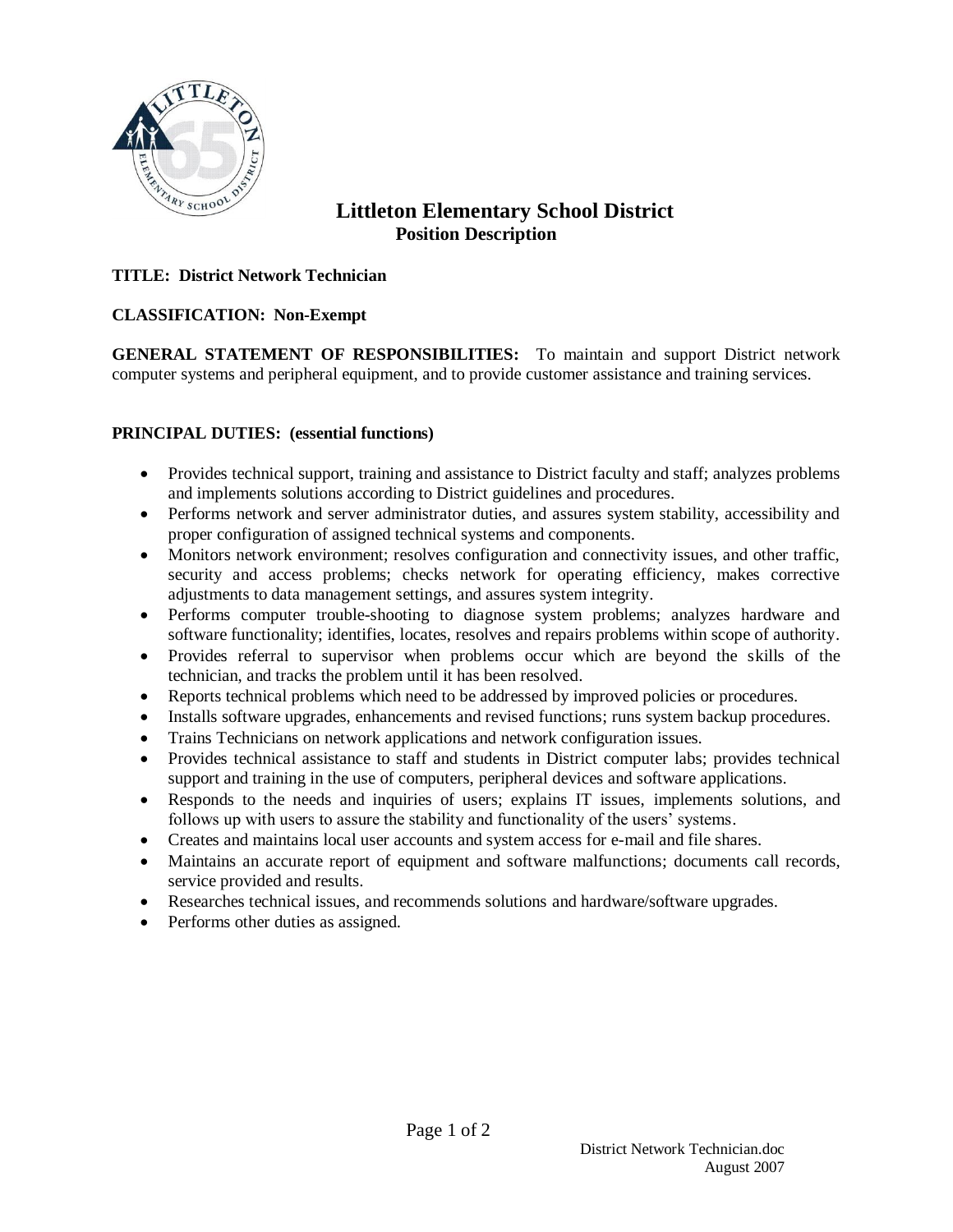# Littleton Elementary School District

## Position Description

**TITLE: District Network Technician**

**CLASSIFICATION: Non-Exempt**

**GENERAL STATEMENT OF RESPONSIBILITIES:** To maintain and support District network computer systems and peripheral equipment, and to provide customer assistance and training services.

**PRINCIPAL DUTIES: (essential functions)**

- Provides technical support, training and assistance to District faculty and staff; analyzes problems and implements solutions according to District guidelines and procedures.
- Performs network and server administrator duties, and assures system stability, accessibility and proper configuration of assigned technical systems and components.
- Monitors network environment; resolves configuration and connectivity issues, and other traffic, security and access problems; checks network for operating efficiency, makes corrective adjustments to data management settings, and assures system integrity.
- Performs computer trouble-shooting to diagnose system problems; analyzes hardware and software functionality; identifies, locates, resolves and repairs problems within scope of authority.
- Provides referral to supervisor when problems occur which are beyond the skills of the technician, and tracks the problem until it has been resolved.
- Reports technical problems which need to be addressed by improved policies or procedures.
- Installs software upgrades, enhancements and revised functions; runs system backup procedures.
- Trains Technicians on network applications and network configuration issues.
- Provides technical assistance to staff and students in District computer labs; provides technical support and training in the use of computers, peripheral devices and software applications.
- Responds to the needs and inquiries of users; explains IT issues, implements solutions, and follows up with users to assure the stability and functionality of the users' systems.
- Creates and maintains local user accounts and system access for e-mail and file shares.
- Maintains an accurate report of equipment and software malfunctions; documents call records, service provided and results.
- Researches technical issues, and recommends solutions and hardware/software upgrades.
- Performs other duties as assigned.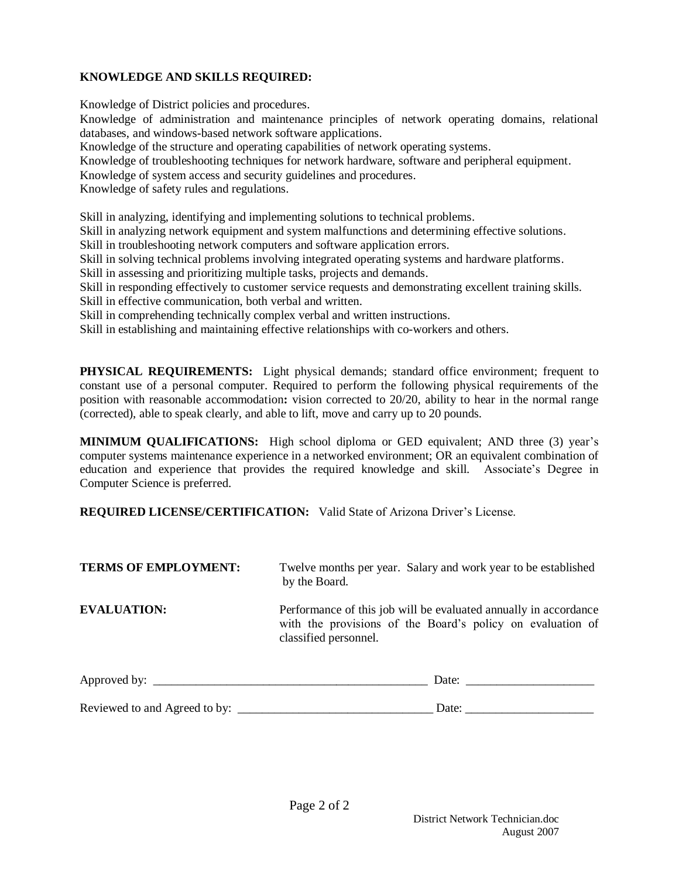**KNOWLEDGE AND SKILLS REQUIRED:**

Knowledge of District policies and procedures.
Knowledge of administration and maintenance principles of network operating domains, relational databases, and windows-based network software applications.
Knowledge of the structure and operating capabilities of network operating systems.
Knowledge of troubleshooting techniques for network hardware, software and peripheral equipment.
Knowledge of system access and security guidelines and procedures.
Knowledge of safety rules and regulations.

Skill in analyzing, identifying and implementing solutions to technical problems.
Skill in analyzing network equipment and system malfunctions and determining effective solutions.
Skill in troubleshooting network computers and software application errors.
Skill in solving technical problems involving integrated operating systems and hardware platforms.
Skill in assessing and prioritizing multiple tasks, projects and demands.
Skill in responding effectively to customer service requests and demonstrating excellent training skills.
Skill in effective communication, both verbal and written.
Skill in comprehending technically complex verbal and written instructions.
Skill in establishing and maintaining effective relationships with co-workers and others.

**PHYSICAL REQUIREMENTS:** Light physical demands; standard office environment; frequent to constant use of a personal computer. Required to perform the following physical requirements of the position with reasonable accommodation**:** vision corrected to 20/20, ability to hear in the normal range (corrected), able to speak clearly, and able to lift, move and carry up to 20 pounds.

**MINIMUM QUALIFICATIONS:** High school diploma or GED equivalent; AND three (3) year's computer systems maintenance experience in a networked environment; OR an equivalent combination of education and experience that provides the required knowledge and skill. Associate's Degree in Computer Science is preferred.

**REQUIRED LICENSE/CERTIFICATION:** Valid State of Arizona Driver's License.

**TERMS OF EMPLOYMENT:** Twelve months per year. Salary and work year to be established by the Board.

**EVALUATION:** Performance of this job will be evaluated annually in accordance with the provisions of the Board's policy on evaluation of classified personnel.

Approved by: _______________________________________________ Date: _____________________

Reviewed to and Agreed to by: ________________________________ Date: _____________________

District Network Technician.doc
August 2007